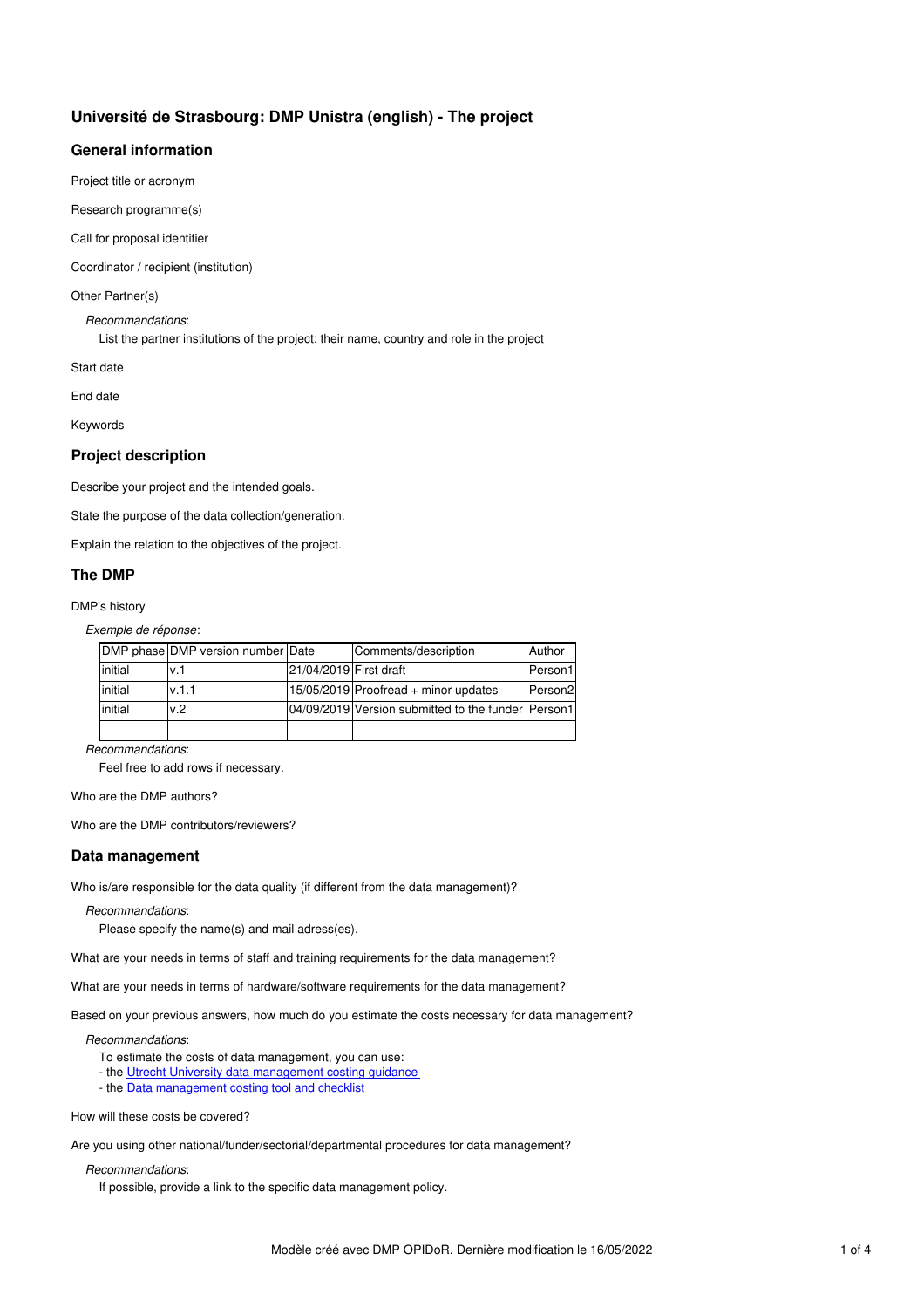# Université de Strasbourg: DMP Unistra (english) - The project

## General information

Project title or acronym

Research programme(s)

Call for proposal identifier

Coordinator / recipient (institution)

Other Partner(s)

*Recommandations*:
List the partner institutions of the project: their name, country and role in the project

Start date

End date

Keywords

## Project description

Describe your project and the intended goals.

State the purpose of the data collection/generation.

Explain the relation to the objectives of the project.

## The DMP

DMP's history

*Exemple de réponse*:

| DMP phase | DMP version number | Date | Comments/description | Author |
|---|---|---|---|---|
| initial | v.1 | 21/04/2019 | First draft | Person1 |
| initial | v.1.1 | 15/05/2019 | Proofread + minor updates | Person2 |
| initial | v.2 | 04/09/2019 | Version submitted to the funder | Person1 |
| | | | | |

*Recommandations*:
Feel free to add rows if necessary.

Who are the DMP authors?

Who are the DMP contributors/reviewers?

## Data management

Who is/are responsible for the data quality (if different from the data management)?

*Recommandations*:
Please specify the name(s) and mail adress(es).

What are your needs in terms of staff and training requirements for the data management?

What are your needs in terms of hardware/software requirements for the data management?

Based on your previous answers, how much do you estimate the costs necessary for data management?

*Recommandations*:
To estimate the costs of data management, you can use:
- the Utrecht University data management costing guidance
- the Data management costing tool and checklist

How will these costs be covered?

Are you using other national/funder/sectorial/departmental procedures for data management?

*Recommandations*:
If possible, provide a link to the specific data management policy.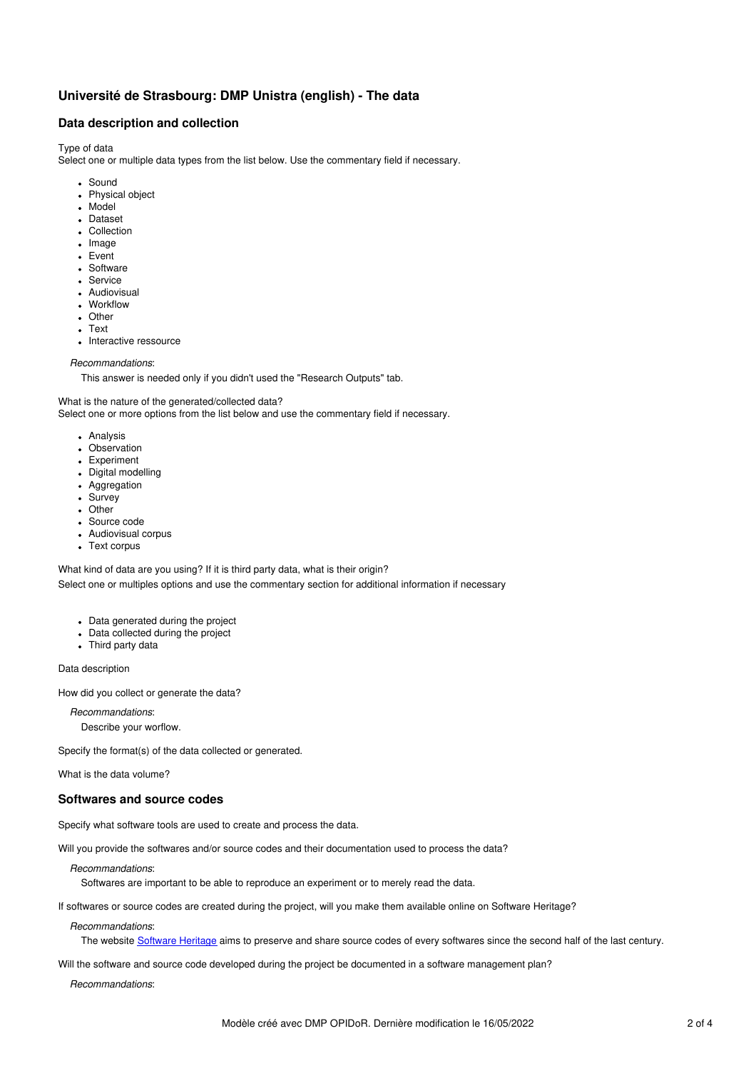## Université de Strasbourg: DMP Unistra (english) - The data

### Data description and collection

Type of data
Select one or multiple data types from the list below. Use the commentary field if necessary.

- Sound
- Physical object
- Model
- Dataset
- Collection
- Image
- Event
- Software
- Service
- Audiovisual
- Workflow
- Other
- Text
- Interactive ressource

*Recommandations*:

This answer is needed only if you didn't used the "Research Outputs" tab.

What is the nature of the generated/collected data?
Select one or more options from the list below and use the commentary field if necessary.

- Analysis
- Observation
- Experiment
- Digital modelling
- Aggregation
- Survey
- Other
- Source code
- Audiovisual corpus
- Text corpus

What kind of data are you using? If it is third party data, what is their origin?
Select one or multiples options and use the commentary section for additional information if necessary

- Data generated during the project
- Data collected during the project
- Third party data

Data description

How did you collect or generate the data?

*Recommandations*:

Describe your worflow.

Specify the format(s) of the data collected or generated.

What is the data volume?

### Softwares and source codes

Specify what software tools are used to create and process the data.

Will you provide the softwares and/or source codes and their documentation used to process the data?

*Recommandations*:

Softwares are important to be able to reproduce an experiment or to merely read the data.

If softwares or source codes are created during the project, will you make them available online on Software Heritage?

*Recommandations*:

The website [Software Heritage] aims to preserve and share source codes of every softwares since the second half of the last century.

Will the software and source code developed during the project be documented in a software management plan?

*Recommandations*: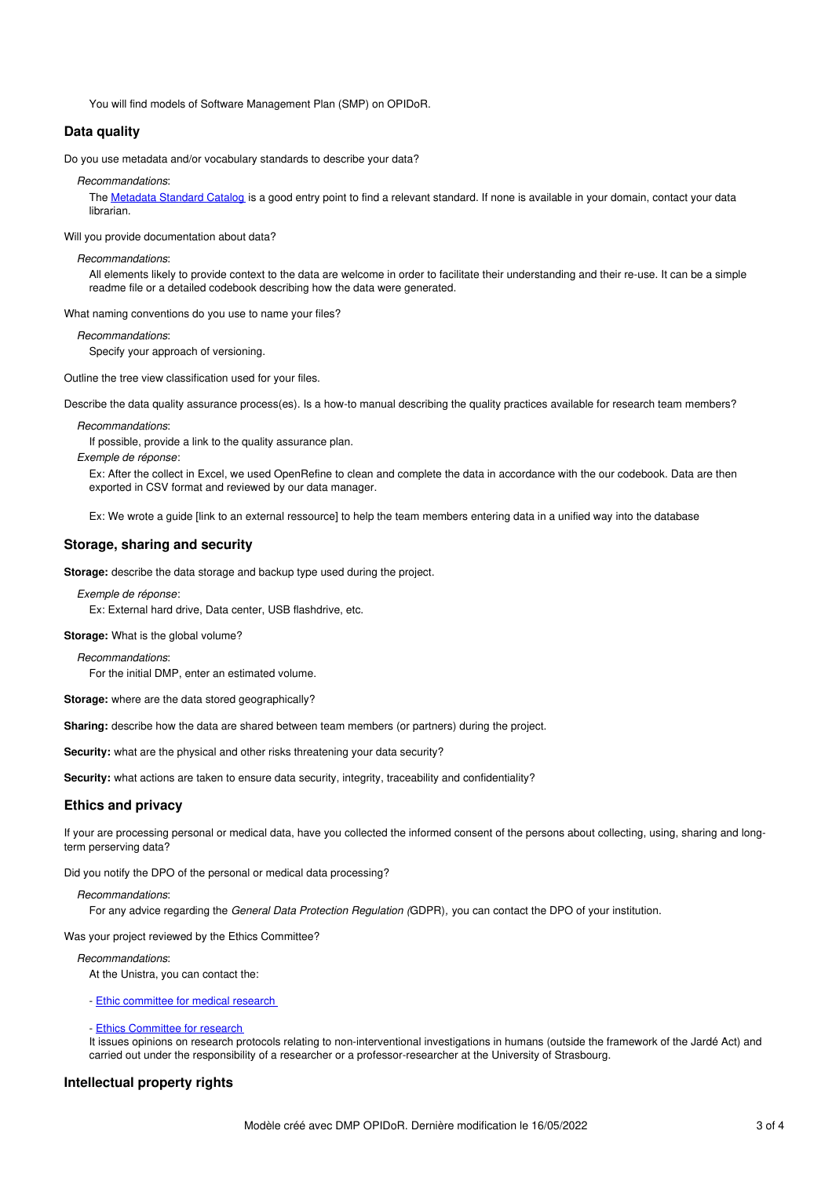You will find models of Software Management Plan (SMP) on OPIDoR.

## Data quality

Do you use metadata and/or vocabulary standards to describe your data?

*Recommandations*:

The [Metadata Standard Catalog](#) is a good entry point to find a relevant standard. If none is available in your domain, contact your data librarian.

Will you provide documentation about data?

*Recommandations*:

All elements likely to provide context to the data are welcome in order to facilitate their understanding and their re-use. It can be a simple readme file or a detailed codebook describing how the data were generated.

What naming conventions do you use to name your files?

*Recommandations*:

Specify your approach of versioning.

Outline the tree view classification used for your files.

Describe the data quality assurance process(es). Is a how-to manual describing the quality practices available for research team members?

*Recommandations*:

If possible, provide a link to the quality assurance plan.

*Exemple de réponse*:

Ex: After the collect in Excel, we used OpenRefine to clean and complete the data in accordance with the our codebook. Data are then exported in CSV format and reviewed by our data manager.

Ex: We wrote a guide [link to an external ressource] to help the team members entering data in a unified way into the database

## Storage, sharing and security

**Storage:** describe the data storage and backup type used during the project.

*Exemple de réponse*:

Ex: External hard drive, Data center, USB flashdrive, etc.

**Storage:** What is the global volume?

*Recommandations*:

For the initial DMP, enter an estimated volume.

**Storage:** where are the data stored geographically?

**Sharing:** describe how the data are shared between team members (or partners) during the project.

**Security:** what are the physical and other risks threatening your data security?

**Security:** what actions are taken to ensure data security, integrity, traceability and confidentiality?

## Ethics and privacy

If your are processing personal or medical data, have you collected the informed consent of the persons about collecting, using, sharing and long-term perserving data?

Did you notify the DPO of the personal or medical data processing?

*Recommandations*:

For any advice regarding the *General Data Protection Regulation (*GDPR), you can contact the DPO of your institution.

Was your project reviewed by the Ethics Committee?

*Recommandations*:

At the Unistra, you can contact the:

- [Ethic committee for medical research](#)

- [Ethics Committee for research](#)
It issues opinions on research protocols relating to non-interventional investigations in humans (outside the framework of the Jardé Act) and carried out under the responsibility of a researcher or a professor-researcher at the University of Strasbourg.

## Intellectual property rights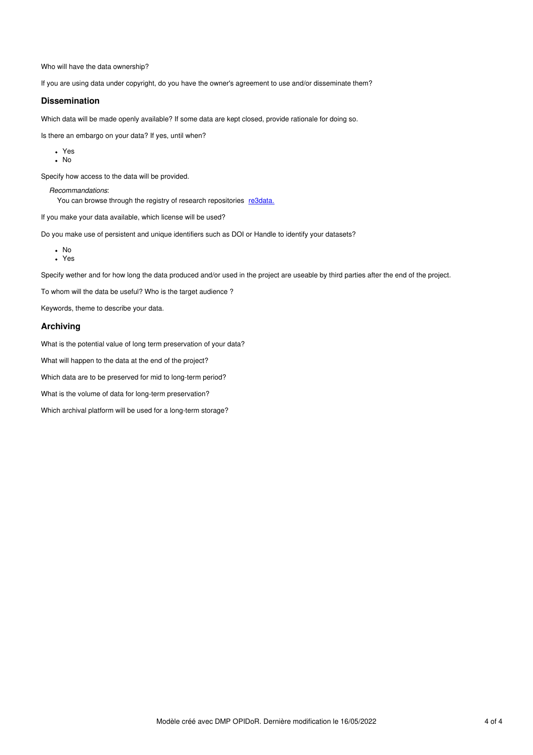Who will have the data ownership?

If you are using data under copyright, do you have the owner's agreement to use and/or disseminate them?

### Dissemination

Which data will be made openly available? If some data are kept closed, provide rationale for doing so.

Is there an embargo on your data? If yes, until when?

- Yes
- No

Specify how access to the data will be provided.

> *Recommandations*:
> You can browse through the registry of research repositories [re3data.]()

If you make your data available, which license will be used?

Do you make use of persistent and unique identifiers such as DOI or Handle to identify your datasets?

- No
- Yes

Specify wether and for how long the data produced and/or used in the project are useable by third parties after the end of the project.

To whom will the data be useful? Who is the target audience ?

Keywords, theme to describe your data.

### Archiving

What is the potential value of long term preservation of your data?

What will happen to the data at the end of the project?

Which data are to be preserved for mid to long-term period?

What is the volume of data for long-term preservation?

Which archival platform will be used for a long-term storage?